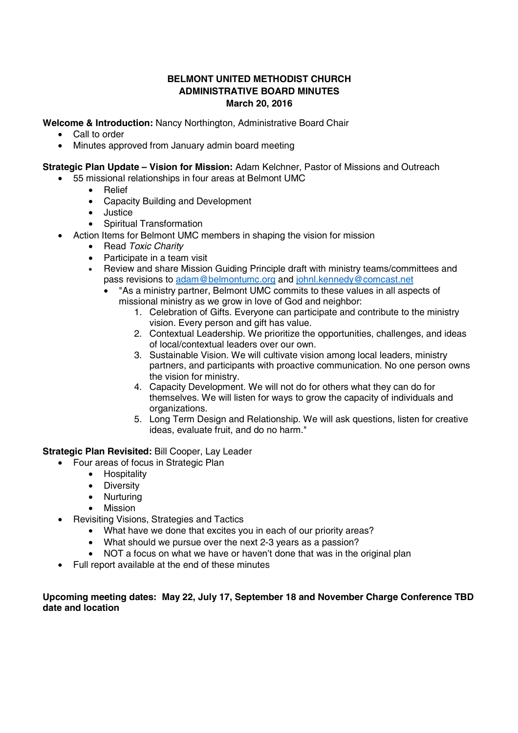# BELMONT UNITED METHODIST CHURCH
## ADMINISTRATIVE BOARD MINUTES
### March 20, 2016

**Welcome & Introduction:** Nancy Northington, Administrative Board Chair

- Call to order
- Minutes approved from January admin board meeting

**Strategic Plan Update – Vision for Mission:** Adam Kelchner, Pastor of Missions and Outreach

- 55 missional relationships in four areas at Belmont UMC
  - Relief
  - Capacity Building and Development
  - Justice
  - Spiritual Transformation
- Action Items for Belmont UMC members in shaping the vision for mission
  - Read *Toxic Charity*
  - Participate in a team visit
  - Review and share Mission Guiding Principle draft with ministry teams/committees and pass revisions to adam@belmontumc.org and johnl.kennedy@comcast.net
    - "As a ministry partner, Belmont UMC commits to these values in all aspects of missional ministry as we grow in love of God and neighbor:
      1. Celebration of Gifts. Everyone can participate and contribute to the ministry vision. Every person and gift has value.
      2. Contextual Leadership. We prioritize the opportunities, challenges, and ideas of local/contextual leaders over our own.
      3. Sustainable Vision. We will cultivate vision among local leaders, ministry partners, and participants with proactive communication. No one person owns the vision for ministry.
      4. Capacity Development. We will not do for others what they can do for themselves. We will listen for ways to grow the capacity of individuals and organizations.
      5. Long Term Design and Relationship. We will ask questions, listen for creative ideas, evaluate fruit, and do no harm."

**Strategic Plan Revisited:** Bill Cooper, Lay Leader

- Four areas of focus in Strategic Plan
  - Hospitality
  - Diversity
  - Nurturing
  - Mission
- Revisiting Visions, Strategies and Tactics
  - What have we done that excites you in each of our priority areas?
  - What should we pursue over the next 2-3 years as a passion?
  - NOT a focus on what we have or haven't done that was in the original plan
- Full report available at the end of these minutes

**Upcoming meeting dates: May 22, July 17, September 18 and November Charge Conference TBD date and location**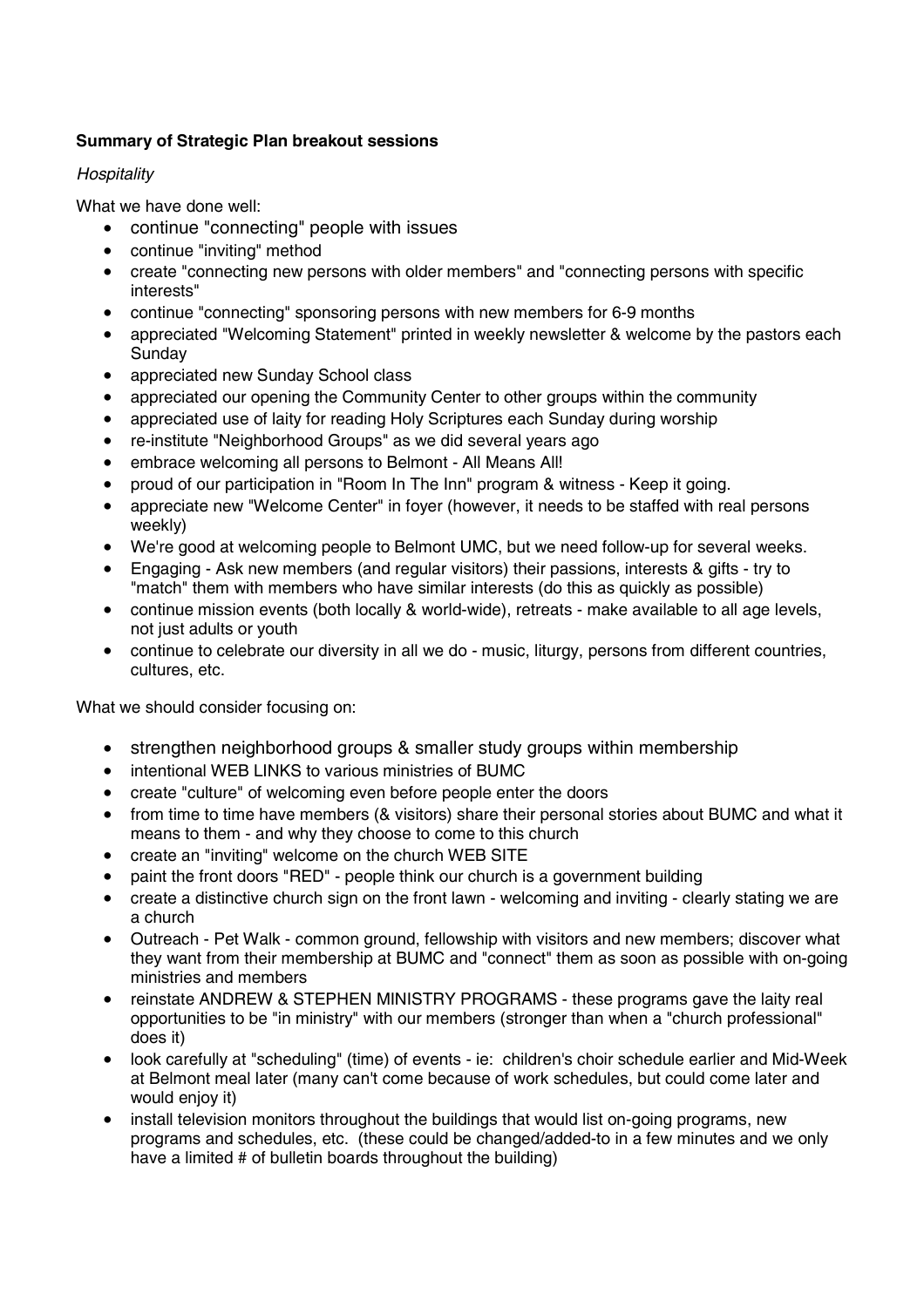**Summary of Strategic Plan breakout sessions**

*Hospitality*

What we have done well:

- continue "connecting" people with issues
- continue "inviting" method
- create "connecting new persons with older members" and "connecting persons with specific interests"
- continue "connecting" sponsoring persons with new members for 6-9 months
- appreciated "Welcoming Statement" printed in weekly newsletter & welcome by the pastors each Sunday
- appreciated new Sunday School class
- appreciated our opening the Community Center to other groups within the community
- appreciated use of laity for reading Holy Scriptures each Sunday during worship
- re-institute "Neighborhood Groups" as we did several years ago
- embrace welcoming all persons to Belmont - All Means All!
- proud of our participation in "Room In The Inn" program & witness - Keep it going.
- appreciate new "Welcome Center" in foyer (however, it needs to be staffed with real persons weekly)
- We're good at welcoming people to Belmont UMC, but we need follow-up for several weeks.
- Engaging - Ask new members (and regular visitors) their passions, interests & gifts - try to "match" them with members who have similar interests (do this as quickly as possible)
- continue mission events (both locally & world-wide), retreats - make available to all age levels, not just adults or youth
- continue to celebrate our diversity in all we do - music, liturgy, persons from different countries, cultures, etc.

What we should consider focusing on:

- strengthen neighborhood groups & smaller study groups within membership
- intentional WEB LINKS to various ministries of BUMC
- create "culture" of welcoming even before people enter the doors
- from time to time have members (& visitors) share their personal stories about BUMC and what it means to them - and why they choose to come to this church
- create an "inviting" welcome on the church WEB SITE
- paint the front doors "RED" - people think our church is a government building
- create a distinctive church sign on the front lawn - welcoming and inviting - clearly stating we are a church
- Outreach - Pet Walk - common ground, fellowship with visitors and new members; discover what they want from their membership at BUMC and "connect" them as soon as possible with on-going ministries and members
- reinstate ANDREW & STEPHEN MINISTRY PROGRAMS - these programs gave the laity real opportunities to be "in ministry" with our members (stronger than when a "church professional" does it)
- look carefully at "scheduling" (time) of events - ie: children's choir schedule earlier and Mid-Week at Belmont meal later (many can't come because of work schedules, but could come later and would enjoy it)
- install television monitors throughout the buildings that would list on-going programs, new programs and schedules, etc. (these could be changed/added-to in a few minutes and we only have a limited # of bulletin boards throughout the building)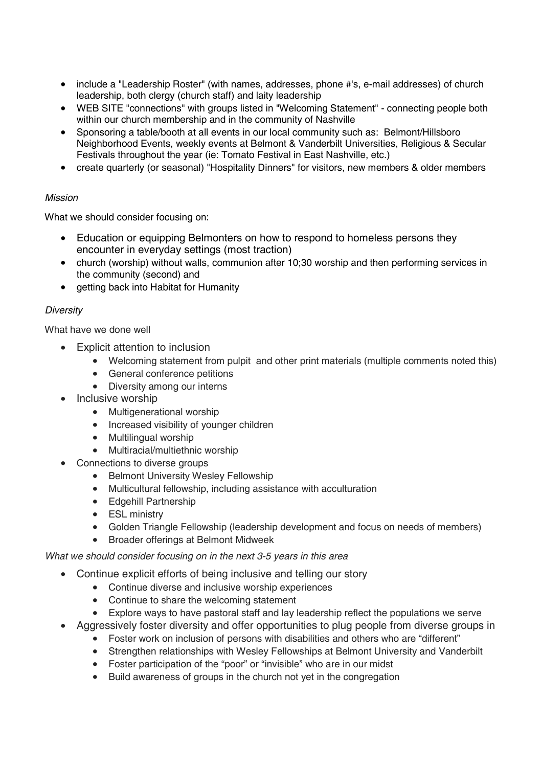- include a "Leadership Roster" (with names, addresses, phone #'s, e-mail addresses) of church leadership, both clergy (church staff) and laity leadership
- WEB SITE "connections" with groups listed in "Welcoming Statement" - connecting people both within our church membership and in the community of Nashville
- Sponsoring a table/booth at all events in our local community such as: Belmont/Hillsboro Neighborhood Events, weekly events at Belmont & Vanderbilt Universities, Religious & Secular Festivals throughout the year (ie: Tomato Festival in East Nashville, etc.)
- create quarterly (or seasonal) "Hospitality Dinners" for visitors, new members & older members

*Mission*

What we should consider focusing on:

- Education or equipping Belmonters on how to respond to homeless persons they encounter in everyday settings (most traction)
- church (worship) without walls, communion after 10;30 worship and then performing services in the community (second) and
- getting back into Habitat for Humanity

*Diversity*

What have we done well

- Explicit attention to inclusion
  - Welcoming statement from pulpit and other print materials (multiple comments noted this)
  - General conference petitions
  - Diversity among our interns
- Inclusive worship
  - Multigenerational worship
  - Increased visibility of younger children
  - Multilingual worship
  - Multiracial/multiethnic worship
- Connections to diverse groups
  - Belmont University Wesley Fellowship
  - Multicultural fellowship, including assistance with acculturation
  - Edgehill Partnership
  - ESL ministry
  - Golden Triangle Fellowship (leadership development and focus on needs of members)
  - Broader offerings at Belmont Midweek

*What we should consider focusing on in the next 3-5 years in this area*

- Continue explicit efforts of being inclusive and telling our story
  - Continue diverse and inclusive worship experiences
  - Continue to share the welcoming statement
  - Explore ways to have pastoral staff and lay leadership reflect the populations we serve
- Aggressively foster diversity and offer opportunities to plug people from diverse groups in
  - Foster work on inclusion of persons with disabilities and others who are "different"
  - Strengthen relationships with Wesley Fellowships at Belmont University and Vanderbilt
  - Foster participation of the "poor" or "invisible" who are in our midst
  - Build awareness of groups in the church not yet in the congregation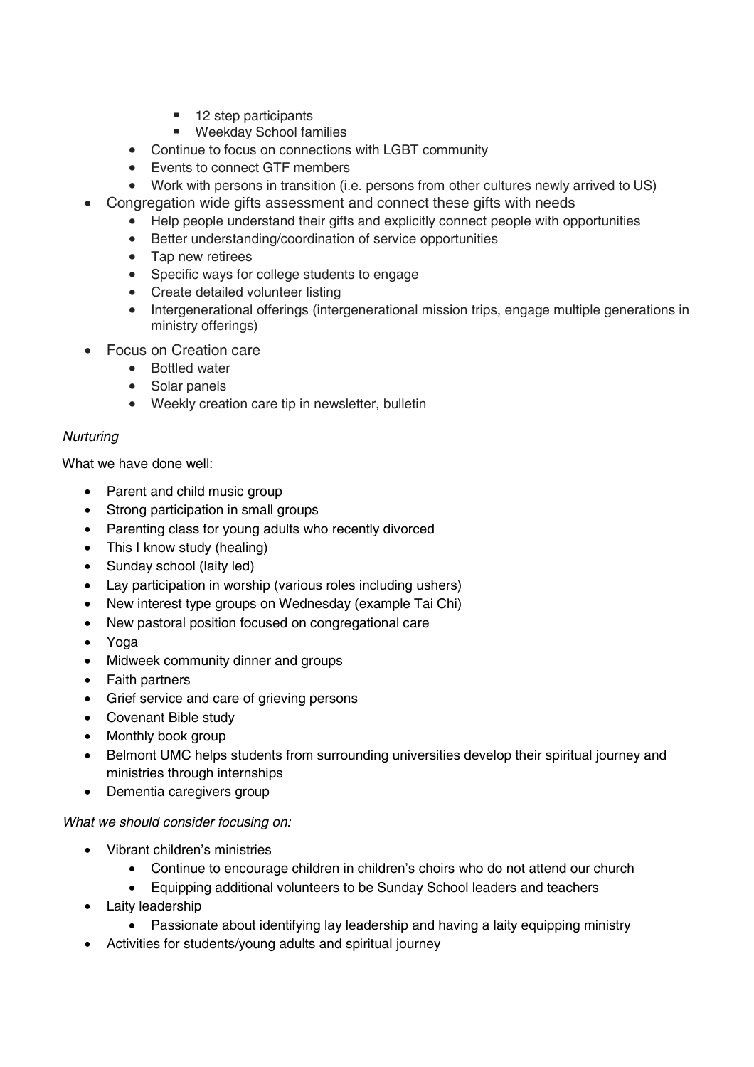- 12 step participants
        - Weekday School families
    - Continue to focus on connections with LGBT community
    - Events to connect GTF members
    - Work with persons in transition (i.e. persons from other cultures newly arrived to US)
- Congregation wide gifts assessment and connect these gifts with needs
    - Help people understand their gifts and explicitly connect people with opportunities
    - Better understanding/coordination of service opportunities
    - Tap new retirees
    - Specific ways for college students to engage
    - Create detailed volunteer listing
    - Intergenerational offerings (intergenerational mission trips, engage multiple generations in ministry offerings)
- Focus on Creation care
    - Bottled water
    - Solar panels
    - Weekly creation care tip in newsletter, bulletin

*Nurturing*

What we have done well:

- Parent and child music group
- Strong participation in small groups
- Parenting class for young adults who recently divorced
- This I know study (healing)
- Sunday school (laity led)
- Lay participation in worship (various roles including ushers)
- New interest type groups on Wednesday (example Tai Chi)
- New pastoral position focused on congregational care
- Yoga
- Midweek community dinner and groups
- Faith partners
- Grief service and care of grieving persons
- Covenant Bible study
- Monthly book group
- Belmont UMC helps students from surrounding universities develop their spiritual journey and ministries through internships
- Dementia caregivers group

*What we should consider focusing on:*

- Vibrant children's ministries
    - Continue to encourage children in children's choirs who do not attend our church
    - Equipping additional volunteers to be Sunday School leaders and teachers
- Laity leadership
    - Passionate about identifying lay leadership and having a laity equipping ministry
- Activities for students/young adults and spiritual journey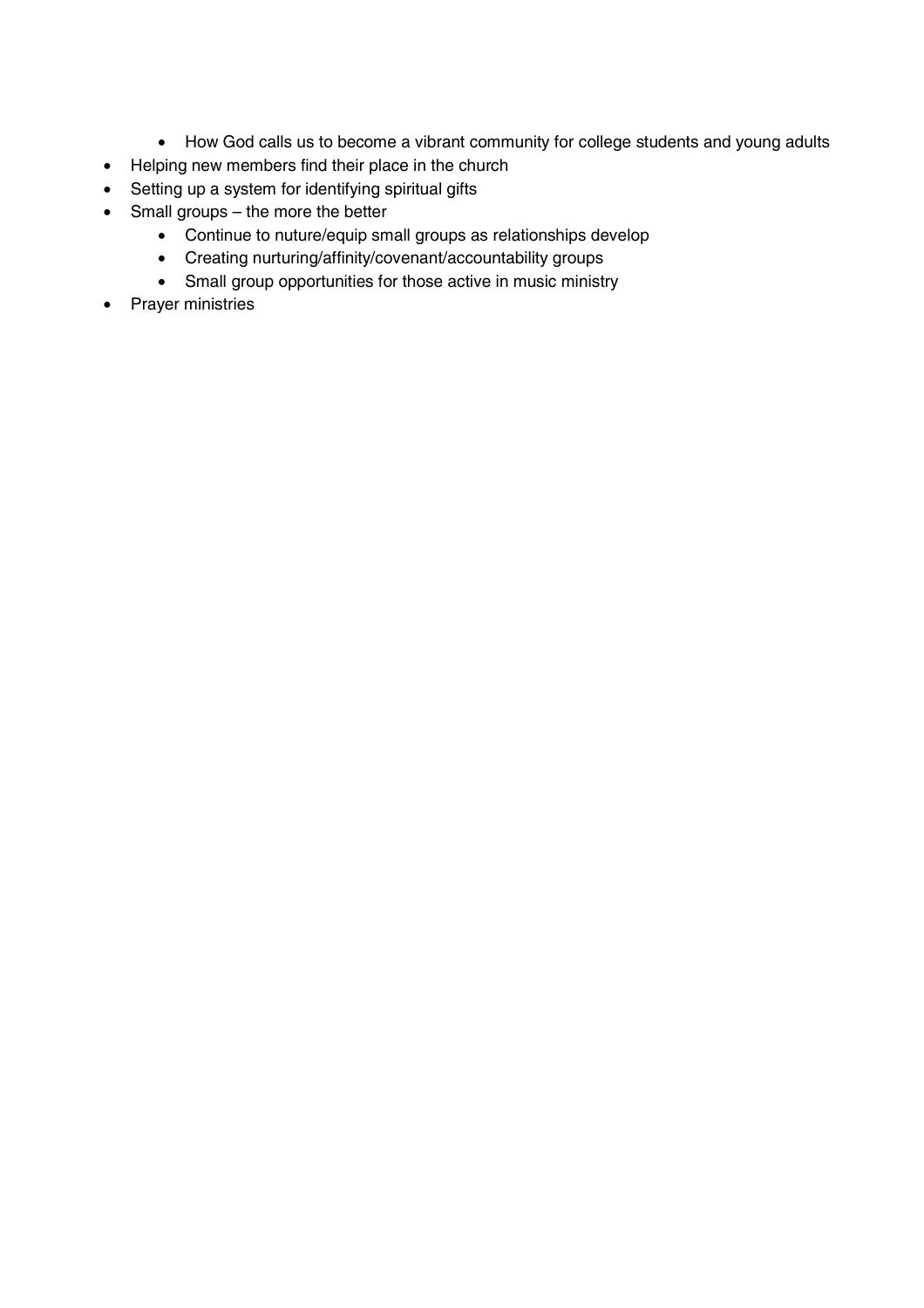- How God calls us to become a vibrant community for college students and young adults
- Helping new members find their place in the church
- Setting up a system for identifying spiritual gifts
- Small groups – the more the better
    - Continue to nuture/equip small groups as relationships develop
    - Creating nurturing/affinity/covenant/accountability groups
    - Small group opportunities for those active in music ministry
- Prayer ministries